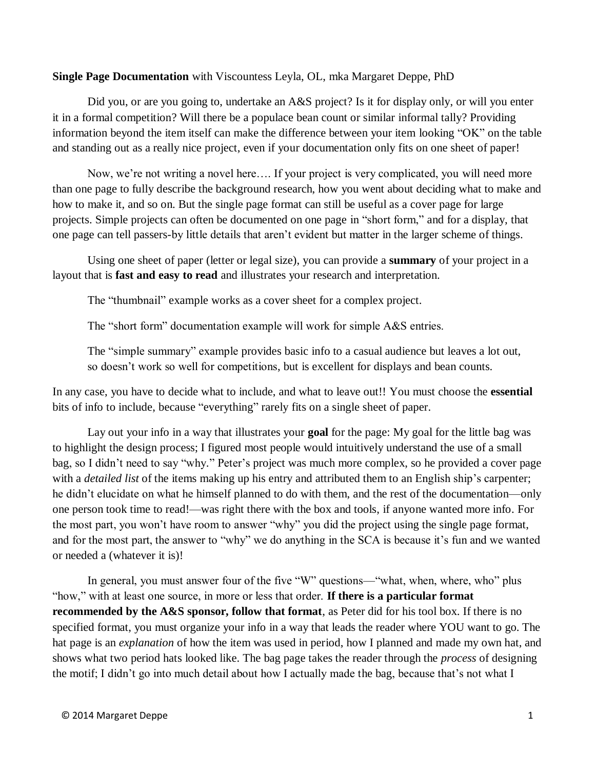**Single Page Documentation** with Viscountess Leyla, OL, mka Margaret Deppe, PhD

Did you, or are you going to, undertake an A&S project? Is it for display only, or will you enter it in a formal competition? Will there be a populace bean count or similar informal tally? Providing information beyond the item itself can make the difference between your item looking "OK" on the table and standing out as a really nice project, even if your documentation only fits on one sheet of paper!

Now, we're not writing a novel here…. If your project is very complicated, you will need more than one page to fully describe the background research, how you went about deciding what to make and how to make it, and so on. But the single page format can still be useful as a cover page for large projects. Simple projects can often be documented on one page in "short form," and for a display, that one page can tell passers-by little details that aren't evident but matter in the larger scheme of things.

Using one sheet of paper (letter or legal size), you can provide a **summary** of your project in a layout that is **fast and easy to read** and illustrates your research and interpretation.

The "thumbnail" example works as a cover sheet for a complex project.

The "short form" documentation example will work for simple A&S entries.

The "simple summary" example provides basic info to a casual audience but leaves a lot out, so doesn't work so well for competitions, but is excellent for displays and bean counts.

In any case, you have to decide what to include, and what to leave out!! You must choose the **essential** bits of info to include, because "everything" rarely fits on a single sheet of paper.

Lay out your info in a way that illustrates your **goal** for the page: My goal for the little bag was to highlight the design process; I figured most people would intuitively understand the use of a small bag, so I didn't need to say "why." Peter's project was much more complex, so he provided a cover page with a *detailed list* of the items making up his entry and attributed them to an English ship's carpenter; he didn't elucidate on what he himself planned to do with them, and the rest of the documentation—only one person took time to read!—was right there with the box and tools, if anyone wanted more info. For the most part, you won't have room to answer "why" you did the project using the single page format, and for the most part, the answer to "why" we do anything in the SCA is because it's fun and we wanted or needed a (whatever it is)!

In general, you must answer four of the five "W" questions—"what, when, where, who" plus "how," with at least one source, in more or less that order. **If there is a particular format recommended by the A&S sponsor, follow that format**, as Peter did for his tool box. If there is no specified format, you must organize your info in a way that leads the reader where YOU want to go. The hat page is an *explanation* of how the item was used in period, how I planned and made my own hat, and shows what two period hats looked like. The bag page takes the reader through the *process* of designing the motif; I didn't go into much detail about how I actually made the bag, because that's not what I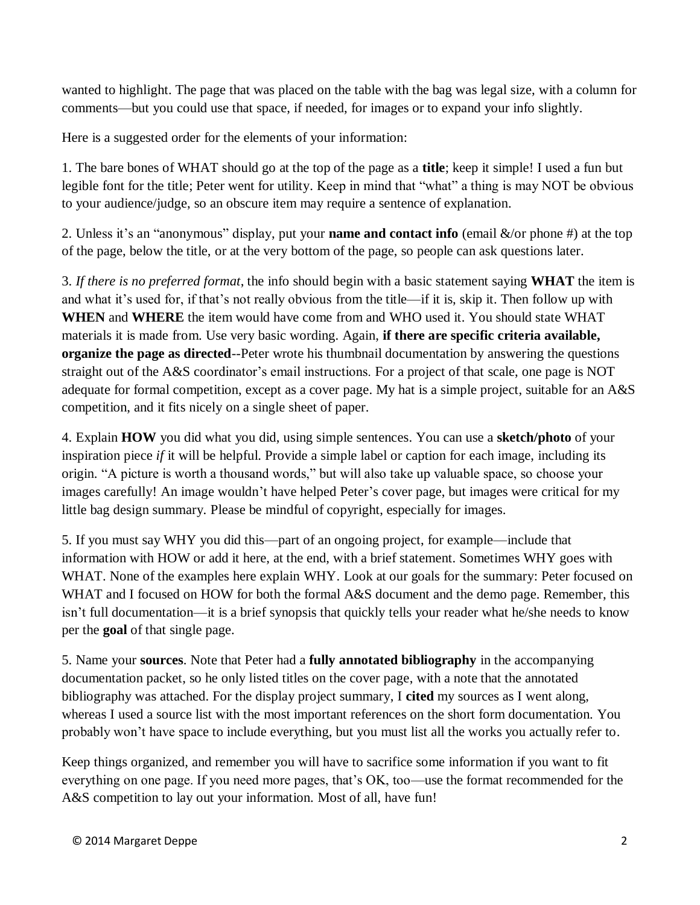wanted to highlight. The page that was placed on the table with the bag was legal size, with a column for comments—but you could use that space, if needed, for images or to expand your info slightly.

Here is a suggested order for the elements of your information:

1. The bare bones of WHAT should go at the top of the page as a **title**; keep it simple! I used a fun but legible font for the title; Peter went for utility. Keep in mind that "what" a thing is may NOT be obvious to your audience/judge, so an obscure item may require a sentence of explanation.

2. Unless it's an "anonymous" display, put your **name and contact info** (email &/or phone #) at the top of the page, below the title, or at the very bottom of the page, so people can ask questions later.

3. *If there is no preferred format*, the info should begin with a basic statement saying **WHAT** the item is and what it's used for, if that's not really obvious from the title—if it is, skip it. Then follow up with **WHEN** and **WHERE** the item would have come from and WHO used it. You should state WHAT materials it is made from. Use very basic wording. Again, **if there are specific criteria available, organize the page as directed**--Peter wrote his thumbnail documentation by answering the questions straight out of the A&S coordinator's email instructions. For a project of that scale, one page is NOT adequate for formal competition, except as a cover page. My hat is a simple project, suitable for an A&S competition, and it fits nicely on a single sheet of paper.

4. Explain **HOW** you did what you did, using simple sentences. You can use a **sketch/photo** of your inspiration piece *if* it will be helpful. Provide a simple label or caption for each image, including its origin. "A picture is worth a thousand words," but will also take up valuable space, so choose your images carefully! An image wouldn't have helped Peter's cover page, but images were critical for my little bag design summary. Please be mindful of copyright, especially for images.

5. If you must say WHY you did this—part of an ongoing project, for example—include that information with HOW or add it here, at the end, with a brief statement. Sometimes WHY goes with WHAT. None of the examples here explain WHY. Look at our goals for the summary: Peter focused on WHAT and I focused on HOW for both the formal A&S document and the demo page. Remember, this isn't full documentation—it is a brief synopsis that quickly tells your reader what he/she needs to know per the **goal** of that single page.

5. Name your **sources**. Note that Peter had a **fully annotated bibliography** in the accompanying documentation packet, so he only listed titles on the cover page, with a note that the annotated bibliography was attached. For the display project summary, I **cited** my sources as I went along, whereas I used a source list with the most important references on the short form documentation. You probably won't have space to include everything, but you must list all the works you actually refer to.

Keep things organized, and remember you will have to sacrifice some information if you want to fit everything on one page. If you need more pages, that's OK, too—use the format recommended for the A&S competition to lay out your information. Most of all, have fun!

© 2014 Margaret Deppe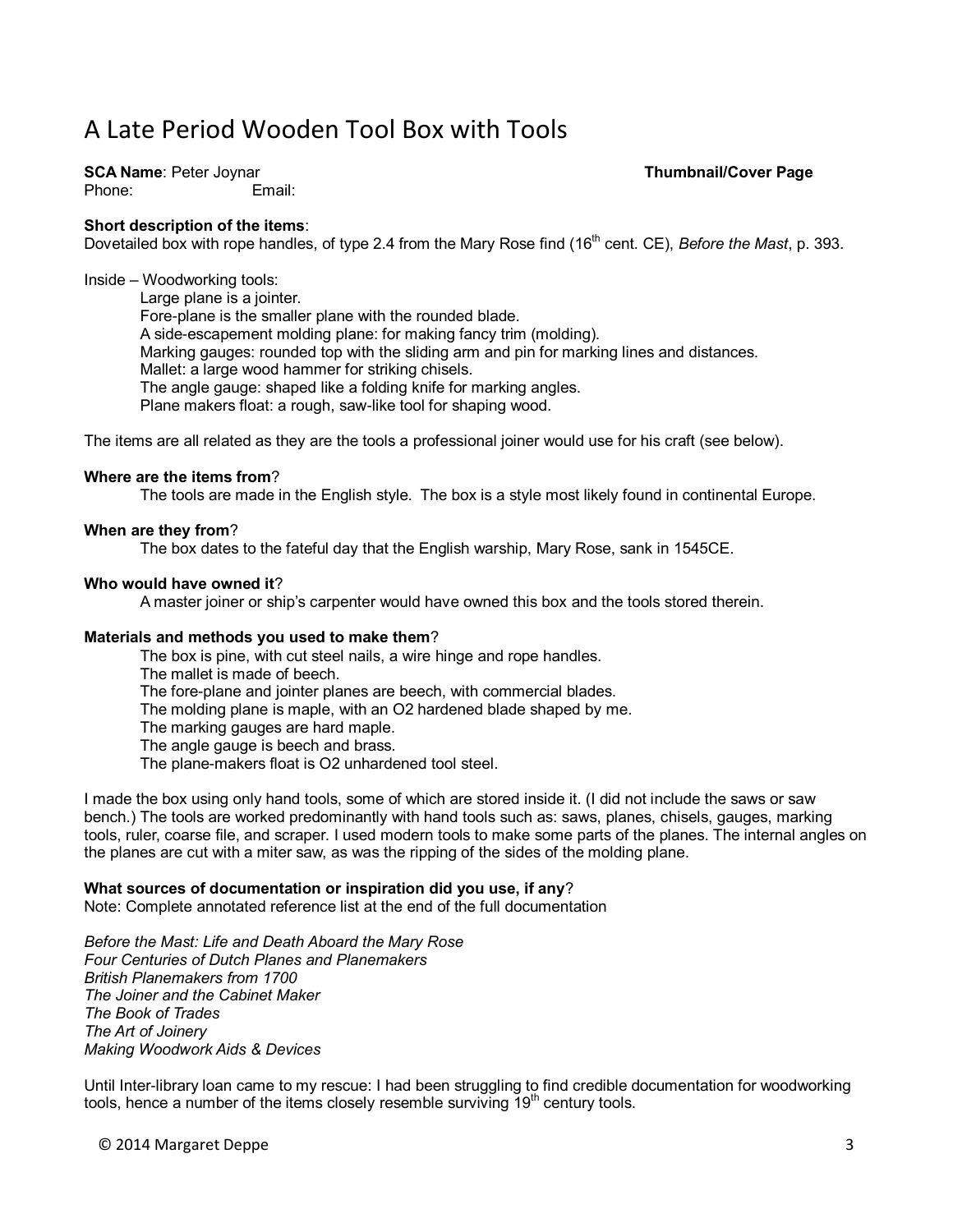# A Late Period Wooden Tool Box with Tools

**SCA Name**: Peter Joynar **Thumbnail/Cover Page**

Phone: Email:

**Short description of the items**:
Dovetailed box with rope handles, of type 2.4 from the Mary Rose find (16th cent. CE), *Before the Mast*, p. 393.

Inside – Woodworking tools:

- Large plane is a jointer.
- Fore-plane is the smaller plane with the rounded blade.
- A side-escapement molding plane: for making fancy trim (molding).
- Marking gauges: rounded top with the sliding arm and pin for marking lines and distances.
- Mallet: a large wood hammer for striking chisels.
- The angle gauge: shaped like a folding knife for marking angles.
- Plane makers float: a rough, saw-like tool for shaping wood.

The items are all related as they are the tools a professional joiner would use for his craft (see below).

**Where are the items from**?

The tools are made in the English style. The box is a style most likely found in continental Europe.

**When are they from**?

The box dates to the fateful day that the English warship, Mary Rose, sank in 1545CE.

**Who would have owned it**?

A master joiner or ship's carpenter would have owned this box and the tools stored therein.

**Materials and methods you used to make them**?

- The box is pine, with cut steel nails, a wire hinge and rope handles.
- The mallet is made of beech.
- The fore-plane and jointer planes are beech, with commercial blades.
- The molding plane is maple, with an O2 hardened blade shaped by me.
- The marking gauges are hard maple.
- The angle gauge is beech and brass.
- The plane-makers float is O2 unhardened tool steel.

I made the box using only hand tools, some of which are stored inside it. (I did not include the saws or saw bench.) The tools are worked predominantly with hand tools such as: saws, planes, chisels, gauges, marking tools, ruler, coarse file, and scraper. I used modern tools to make some parts of the planes. The internal angles on the planes are cut with a miter saw, as was the ripping of the sides of the molding plane.

**What sources of documentation or inspiration did you use, if any**?
Note: Complete annotated reference list at the end of the full documentation

*Before the Mast: Life and Death Aboard the Mary Rose*
*Four Centuries of Dutch Planes and Planemakers*
*British Planemakers from 1700*
*The Joiner and the Cabinet Maker*
*The Book of Trades*
*The Art of Joinery*
*Making Woodwork Aids & Devices*

Until Inter-library loan came to my rescue: I had been struggling to find credible documentation for woodworking tools, hence a number of the items closely resemble surviving 19th century tools.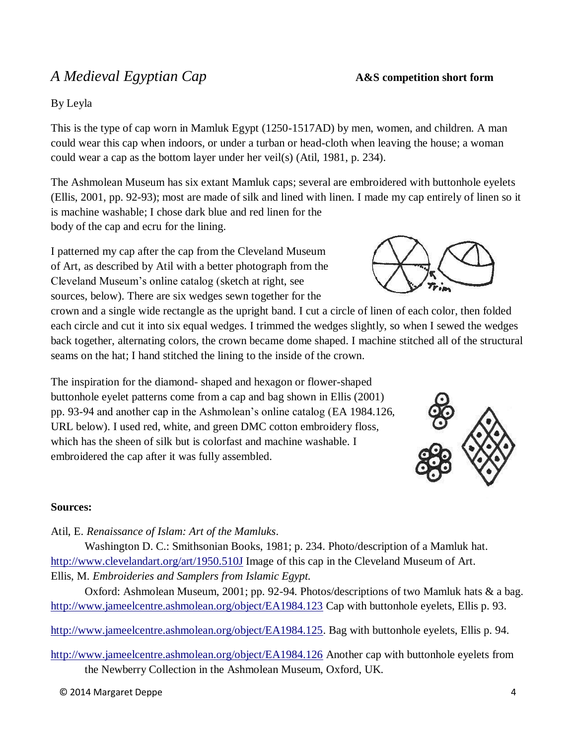# *A Medieval Egyptian Cap*

**A&S competition short form**

By Leyla

This is the type of cap worn in Mamluk Egypt (1250-1517AD) by men, women, and children. A man could wear this cap when indoors, or under a turban or head-cloth when leaving the house; a woman could wear a cap as the bottom layer under her veil(s) (Atil, 1981, p. 234).

The Ashmolean Museum has six extant Mamluk caps; several are embroidered with buttonhole eyelets (Ellis, 2001, pp. 92-93); most are made of silk and lined with linen. I made my cap entirely of linen so it is machine washable; I chose dark blue and red linen for the body of the cap and ecru for the lining.

I patterned my cap after the cap from the Cleveland Museum of Art, as described by Atil with a better photograph from the Cleveland Museum's online catalog (sketch at right, see sources, below). There are six wedges sewn together for the crown and a single wide rectangle as the upright band. I cut a circle of linen of each color, then folded each circle and cut it into six equal wedges. I trimmed the wedges slightly, so when I sewed the wedges back together, alternating colors, the crown became dome shaped. I machine stitched all of the structural seams on the hat; I hand stitched the lining to the inside of the crown.

The inspiration for the diamond- shaped and hexagon or flower-shaped buttonhole eyelet patterns come from a cap and bag shown in Ellis (2001) pp. 93-94 and another cap in the Ashmolean's online catalog (EA 1984.126, URL below). I used red, white, and green DMC cotton embroidery floss, which has the sheen of silk but is colorfast and machine washable. I embroidered the cap after it was fully assembled.

**Sources:**

Atil, E. *Renaissance of Islam: Art of the Mamluks*.
Washington D. C.: Smithsonian Books, 1981; p. 234. Photo/description of a Mamluk hat.
http://www.clevelandart.org/art/1950.510J Image of this cap in the Cleveland Museum of Art.

Ellis, M. *Embroideries and Samplers from Islamic Egypt.*
Oxford: Ashmolean Museum, 2001; pp. 92-94. Photos/descriptions of two Mamluk hats & a bag.
http://www.jameelcentre.ashmolean.org/object/EA1984.123 Cap with buttonhole eyelets, Ellis p. 93.

http://www.jameelcentre.ashmolean.org/object/EA1984.125. Bag with buttonhole eyelets, Ellis p. 94.

http://www.jameelcentre.ashmolean.org/object/EA1984.126 Another cap with buttonhole eyelets from the Newberry Collection in the Ashmolean Museum, Oxford, UK.

© 2014 Margaret Deppe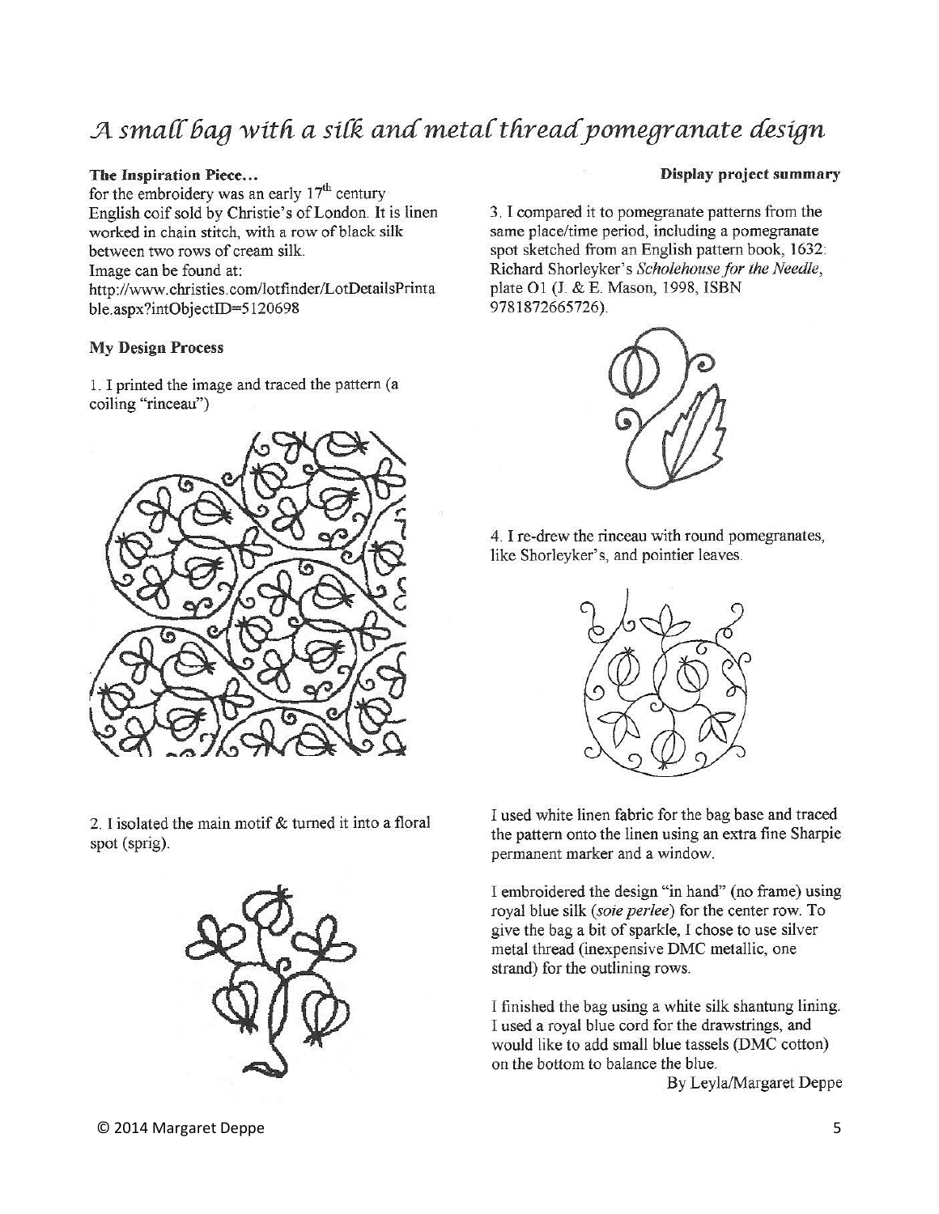# A small bag with a silk and metal thread pomegranate design

**The Inspiration Piece...**
for the embroidery was an early 17th century English coif sold by Christie's of London. It is linen worked in chain stitch, with a row of black silk between two rows of cream silk.
Image can be found at:
http://www.christies.com/lotfinder/LotDetailsPrintable.aspx?intObjectID=5120698

**My Design Process**

1. I printed the image and traced the pattern (a coiling "rinceau")

2. I isolated the main motif & turned it into a floral spot (sprig).

**Display project summary**

3. I compared it to pomegranate patterns from the same place/time period, including a pomegranate spot sketched from an English pattern book, 1632: Richard Shorleyker's *Scholehouse for the Needle*, plate O1 (J. & E. Mason, 1998, ISBN 9781872665726).

4. I re-drew the rinceau with round pomegranates, like Shorleyker's, and pointier leaves.

I used white linen fabric for the bag base and traced the pattern onto the linen using an extra fine Sharpie permanent marker and a window.

I embroidered the design "in hand" (no frame) using royal blue silk (*soie perlee*) for the center row. To give the bag a bit of sparkle, I chose to use silver metal thread (inexpensive DMC metallic, one strand) for the outlining rows.

I finished the bag using a white silk shantung lining. I used a royal blue cord for the drawstrings, and would like to add small blue tassels (DMC cotton) on the bottom to balance the blue.

By Leyla/Margaret Deppe

© 2014 Margaret Deppe